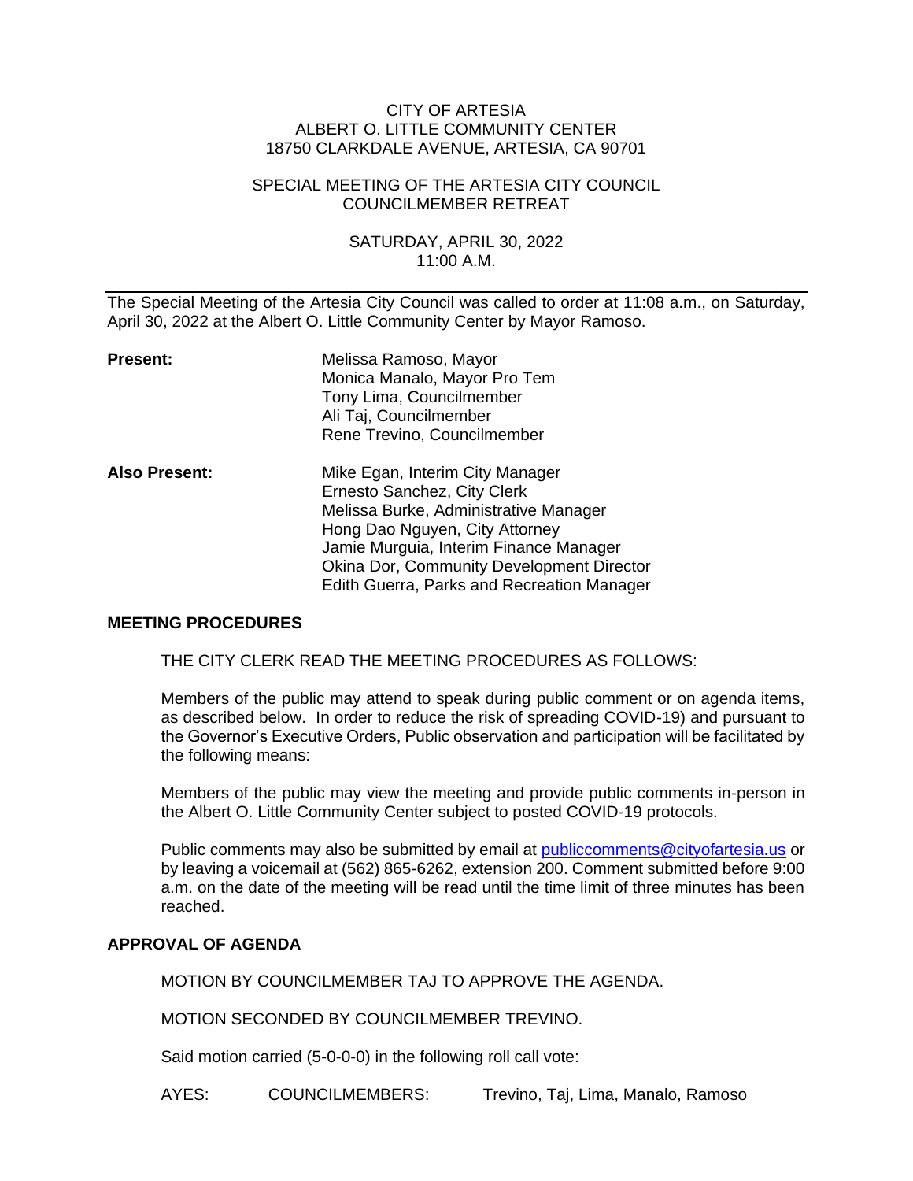CITY OF ARTESIA
ALBERT O. LITTLE COMMUNITY CENTER
18750 CLARKDALE AVENUE, ARTESIA, CA 90701

SPECIAL MEETING OF THE ARTESIA CITY COUNCIL
COUNCILMEMBER RETREAT

SATURDAY, APRIL 30, 2022
11:00 A.M.

---

The Special Meeting of the Artesia City Council was called to order at 11:08 a.m., on Saturday, April 30, 2022 at the Albert O. Little Community Center by Mayor Ramoso.

**Present:**
Melissa Ramoso, Mayor
Monica Manalo, Mayor Pro Tem
Tony Lima, Councilmember
Ali Taj, Councilmember
Rene Trevino, Councilmember

**Also Present:**
Mike Egan, Interim City Manager
Ernesto Sanchez, City Clerk
Melissa Burke, Administrative Manager
Hong Dao Nguyen, City Attorney
Jamie Murguia, Interim Finance Manager
Okina Dor, Community Development Director
Edith Guerra, Parks and Recreation Manager

**MEETING PROCEDURES**

THE CITY CLERK READ THE MEETING PROCEDURES AS FOLLOWS:

Members of the public may attend to speak during public comment or on agenda items, as described below. In order to reduce the risk of spreading COVID-19) and pursuant to the Governor's Executive Orders, Public observation and participation will be facilitated by the following means:

Members of the public may view the meeting and provide public comments in-person in the Albert O. Little Community Center subject to posted COVID-19 protocols.

Public comments may also be submitted by email at publiccomments@cityofartesia.us or by leaving a voicemail at (562) 865-6262, extension 200. Comment submitted before 9:00 a.m. on the date of the meeting will be read until the time limit of three minutes has been reached.

**APPROVAL OF AGENDA**

MOTION BY COUNCILMEMBER TAJ TO APPROVE THE AGENDA.

MOTION SECONDED BY COUNCILMEMBER TREVINO.

Said motion carried (5-0-0-0) in the following roll call vote:

AYES: COUNCILMEMBERS: Trevino, Taj, Lima, Manalo, Ramoso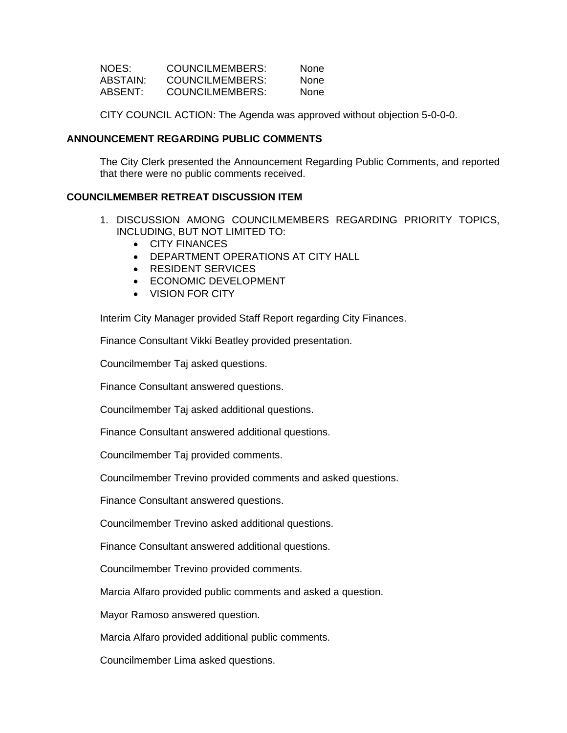| | | |
|---|---|---|
| NOES: | COUNCILMEMBERS: | None |
| ABSTAIN: | COUNCILMEMBERS: | None |
| ABSENT: | COUNCILMEMBERS: | None |

CITY COUNCIL ACTION: The Agenda was approved without objection 5-0-0-0.

**ANNOUNCEMENT REGARDING PUBLIC COMMENTS**

The City Clerk presented the Announcement Regarding Public Comments, and reported that there were no public comments received.

**COUNCILMEMBER RETREAT DISCUSSION ITEM**

1. DISCUSSION AMONG COUNCILMEMBERS REGARDING PRIORITY TOPICS, INCLUDING, BUT NOT LIMITED TO:
   - CITY FINANCES
   - DEPARTMENT OPERATIONS AT CITY HALL
   - RESIDENT SERVICES
   - ECONOMIC DEVELOPMENT
   - VISION FOR CITY

Interim City Manager provided Staff Report regarding City Finances.

Finance Consultant Vikki Beatley provided presentation.

Councilmember Taj asked questions.

Finance Consultant answered questions.

Councilmember Taj asked additional questions.

Finance Consultant answered additional questions.

Councilmember Taj provided comments.

Councilmember Trevino provided comments and asked questions.

Finance Consultant answered questions.

Councilmember Trevino asked additional questions.

Finance Consultant answered additional questions.

Councilmember Trevino provided comments.

Marcia Alfaro provided public comments and asked a question.

Mayor Ramoso answered question.

Marcia Alfaro provided additional public comments.

Councilmember Lima asked questions.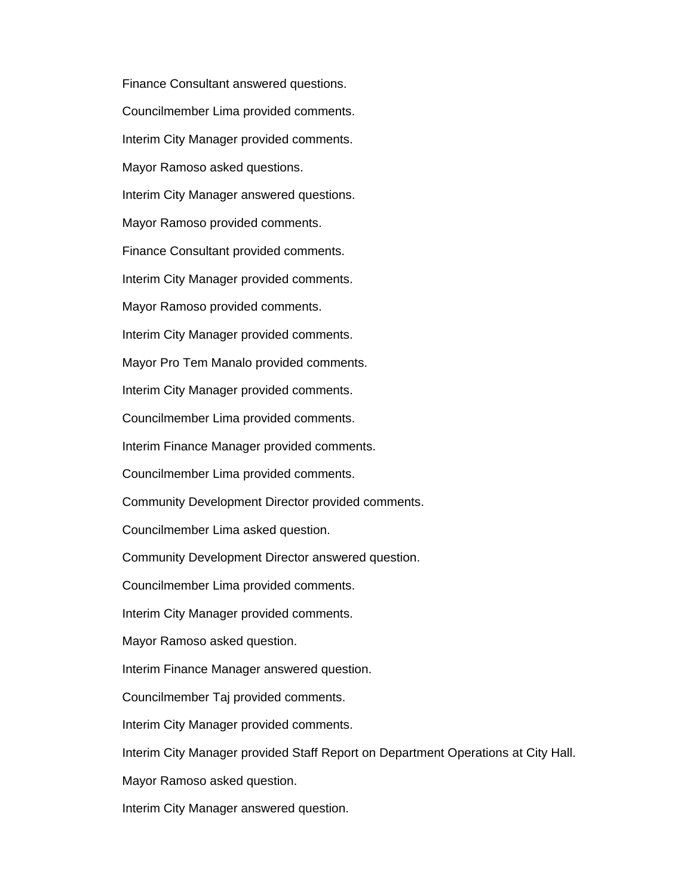Finance Consultant answered questions.

Councilmember Lima provided comments.

Interim City Manager provided comments.

Mayor Ramoso asked questions.

Interim City Manager answered questions.

Mayor Ramoso provided comments.

Finance Consultant provided comments.

Interim City Manager provided comments.

Mayor Ramoso provided comments.

Interim City Manager provided comments.

Mayor Pro Tem Manalo provided comments.

Interim City Manager provided comments.

Councilmember Lima provided comments.

Interim Finance Manager provided comments.

Councilmember Lima provided comments.

Community Development Director provided comments.

Councilmember Lima asked question.

Community Development Director answered question.

Councilmember Lima provided comments.

Interim City Manager provided comments.

Mayor Ramoso asked question.

Interim Finance Manager answered question.

Councilmember Taj provided comments.

Interim City Manager provided comments.

Interim City Manager provided Staff Report on Department Operations at City Hall.

Mayor Ramoso asked question.

Interim City Manager answered question.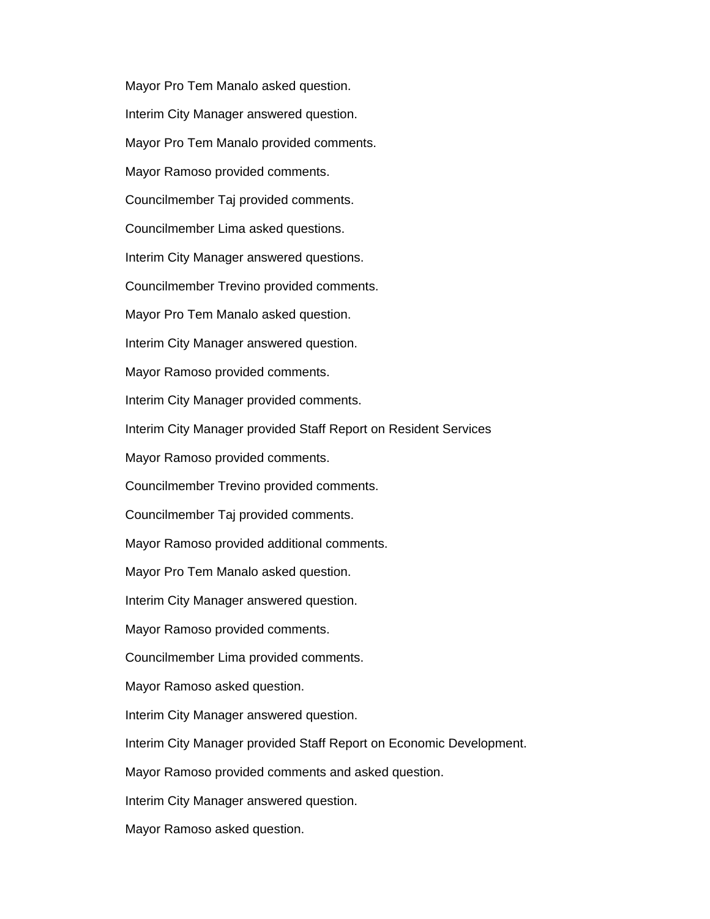Mayor Pro Tem Manalo asked question.

Interim City Manager answered question.

Mayor Pro Tem Manalo provided comments.

Mayor Ramoso provided comments.

Councilmember Taj provided comments.

Councilmember Lima asked questions.

Interim City Manager answered questions.

Councilmember Trevino provided comments.

Mayor Pro Tem Manalo asked question.

Interim City Manager answered question.

Mayor Ramoso provided comments.

Interim City Manager provided comments.

Interim City Manager provided Staff Report on Resident Services

Mayor Ramoso provided comments.

Councilmember Trevino provided comments.

Councilmember Taj provided comments.

Mayor Ramoso provided additional comments.

Mayor Pro Tem Manalo asked question.

Interim City Manager answered question.

Mayor Ramoso provided comments.

Councilmember Lima provided comments.

Mayor Ramoso asked question.

Interim City Manager answered question.

Interim City Manager provided Staff Report on Economic Development.

Mayor Ramoso provided comments and asked question.

Interim City Manager answered question.

Mayor Ramoso asked question.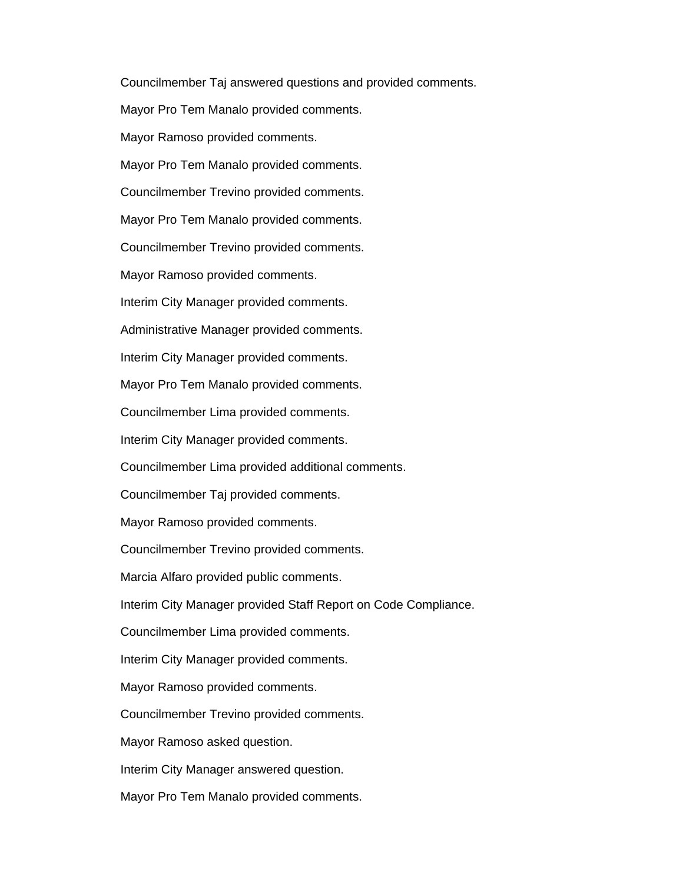Councilmember Taj answered questions and provided comments.

Mayor Pro Tem Manalo provided comments.

Mayor Ramoso provided comments.

Mayor Pro Tem Manalo provided comments.

Councilmember Trevino provided comments.

Mayor Pro Tem Manalo provided comments.

Councilmember Trevino provided comments.

Mayor Ramoso provided comments.

Interim City Manager provided comments.

Administrative Manager provided comments.

Interim City Manager provided comments.

Mayor Pro Tem Manalo provided comments.

Councilmember Lima provided comments.

Interim City Manager provided comments.

Councilmember Lima provided additional comments.

Councilmember Taj provided comments.

Mayor Ramoso provided comments.

Councilmember Trevino provided comments.

Marcia Alfaro provided public comments.

Interim City Manager provided Staff Report on Code Compliance.

Councilmember Lima provided comments.

Interim City Manager provided comments.

Mayor Ramoso provided comments.

Councilmember Trevino provided comments.

Mayor Ramoso asked question.

Interim City Manager answered question.

Mayor Pro Tem Manalo provided comments.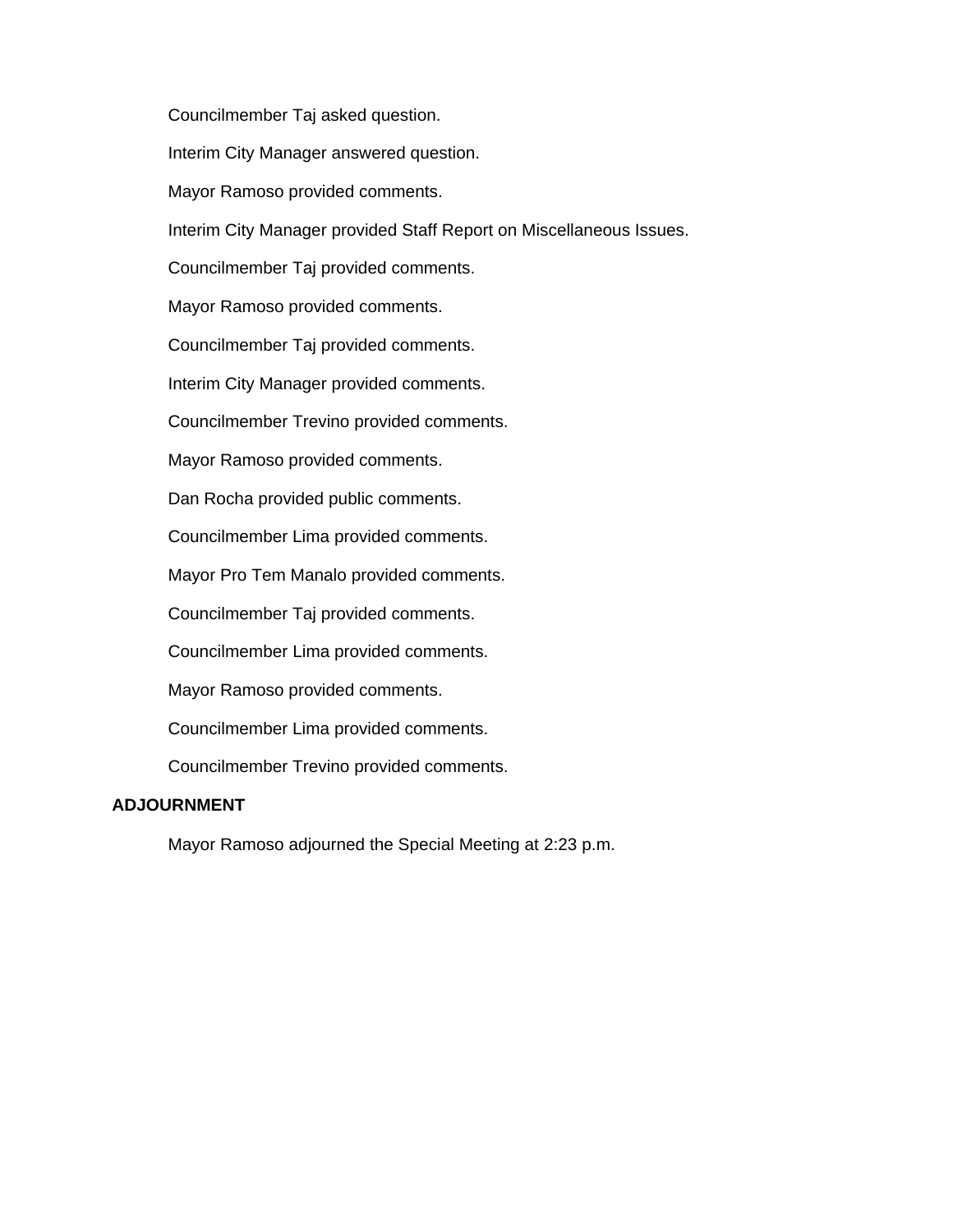Councilmember Taj asked question.

Interim City Manager answered question.

Mayor Ramoso provided comments.

Interim City Manager provided Staff Report on Miscellaneous Issues.

Councilmember Taj provided comments.

Mayor Ramoso provided comments.

Councilmember Taj provided comments.

Interim City Manager provided comments.

Councilmember Trevino provided comments.

Mayor Ramoso provided comments.

Dan Rocha provided public comments.

Councilmember Lima provided comments.

Mayor Pro Tem Manalo provided comments.

Councilmember Taj provided comments.

Councilmember Lima provided comments.

Mayor Ramoso provided comments.

Councilmember Lima provided comments.

Councilmember Trevino provided comments.

**ADJOURNMENT**

Mayor Ramoso adjourned the Special Meeting at 2:23 p.m.